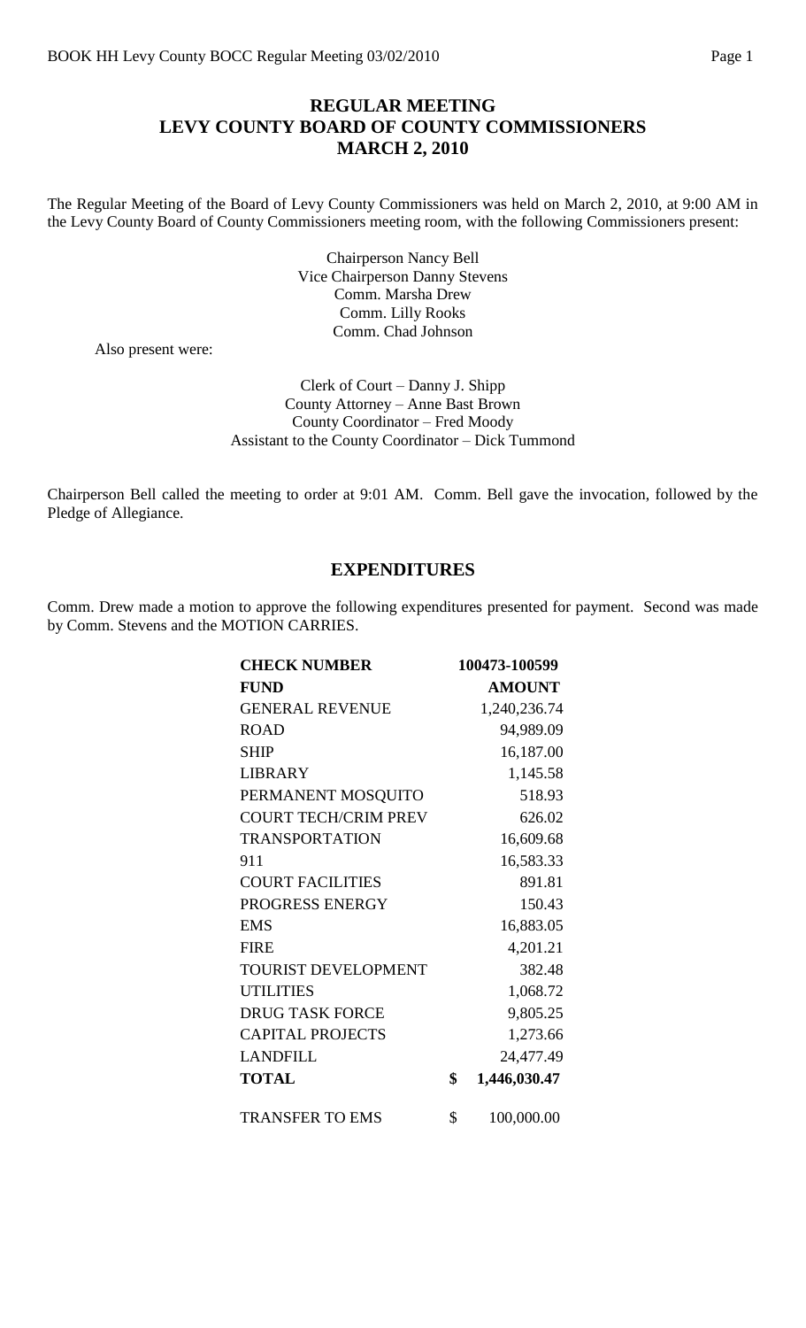# REGULAR MEETING
# LEVY COUNTY BOARD OF COUNTY COMMISSIONERS
# MARCH 2, 2010

The Regular Meeting of the Board of Levy County Commissioners was held on March 2, 2010, at 9:00 AM in the Levy County Board of County Commissioners meeting room, with the following Commissioners present:

Chairperson Nancy Bell
Vice Chairperson Danny Stevens
Comm. Marsha Drew
Comm. Lilly Rooks
Comm. Chad Johnson

Also present were:

Clerk of Court – Danny J. Shipp
County Attorney – Anne Bast Brown
County Coordinator – Fred Moody
Assistant to the County Coordinator – Dick Tummond

Chairperson Bell called the meeting to order at 9:01 AM. Comm. Bell gave the invocation, followed by the Pledge of Allegiance.

## EXPENDITURES

Comm. Drew made a motion to approve the following expenditures presented for payment. Second was made by Comm. Stevens and the MOTION CARRIES.

| | |
|---|---|
| **CHECK NUMBER** | **100473-100599** |
| **FUND** | **AMOUNT** |
| GENERAL REVENUE | 1,240,236.74 |
| ROAD | 94,989.09 |
| SHIP | 16,187.00 |
| LIBRARY | 1,145.58 |
| PERMANENT MOSQUITO | 518.93 |
| COURT TECH/CRIM PREV | 626.02 |
| TRANSPORTATION | 16,609.68 |
| 911 | 16,583.33 |
| COURT FACILITIES | 891.81 |
| PROGRESS ENERGY | 150.43 |
| EMS | 16,883.05 |
| FIRE | 4,201.21 |
| TOURIST DEVELOPMENT | 382.48 |
| UTILITIES | 1,068.72 |
| DRUG TASK FORCE | 9,805.25 |
| CAPITAL PROJECTS | 1,273.66 |
| LANDFILL | 24,477.49 |
| **TOTAL** | **$ 1,446,030.47** |
| TRANSFER TO EMS | $ 100,000.00 |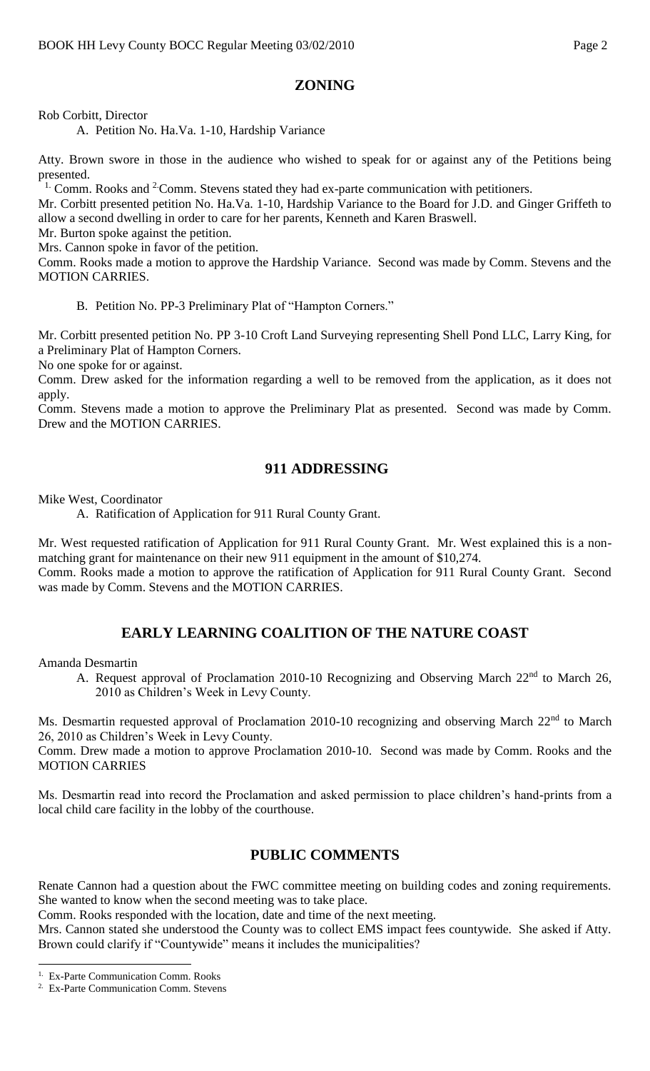## ZONING

Rob Corbitt, Director

A. Petition No. Ha.Va. 1-10, Hardship Variance

Atty. Brown swore in those in the audience who wished to speak for or against any of the Petitions being presented.

[1] Comm. Rooks and [2] Comm. Stevens stated they had ex-parte communication with petitioners.

Mr. Corbitt presented petition No. Ha.Va. 1-10, Hardship Variance to the Board for J.D. and Ginger Griffeth to allow a second dwelling in order to care for her parents, Kenneth and Karen Braswell.

Mr. Burton spoke against the petition.

Mrs. Cannon spoke in favor of the petition.

Comm. Rooks made a motion to approve the Hardship Variance. Second was made by Comm. Stevens and the MOTION CARRIES.

B. Petition No. PP-3 Preliminary Plat of "Hampton Corners."

Mr. Corbitt presented petition No. PP 3-10 Croft Land Surveying representing Shell Pond LLC, Larry King, for a Preliminary Plat of Hampton Corners.

No one spoke for or against.

Comm. Drew asked for the information regarding a well to be removed from the application, as it does not apply.

Comm. Stevens made a motion to approve the Preliminary Plat as presented. Second was made by Comm. Drew and the MOTION CARRIES.

## 911 ADDRESSING

Mike West, Coordinator

A. Ratification of Application for 911 Rural County Grant.

Mr. West requested ratification of Application for 911 Rural County Grant. Mr. West explained this is a non-matching grant for maintenance on their new 911 equipment in the amount of $10,274.

Comm. Rooks made a motion to approve the ratification of Application for 911 Rural County Grant. Second was made by Comm. Stevens and the MOTION CARRIES.

## EARLY LEARNING COALITION OF THE NATURE COAST

Amanda Desmartin

A. Request approval of Proclamation 2010-10 Recognizing and Observing March 22nd to March 26, 2010 as Children's Week in Levy County.

Ms. Desmartin requested approval of Proclamation 2010-10 recognizing and observing March 22nd to March 26, 2010 as Children's Week in Levy County.

Comm. Drew made a motion to approve Proclamation 2010-10. Second was made by Comm. Rooks and the MOTION CARRIES

Ms. Desmartin read into record the Proclamation and asked permission to place children's hand-prints from a local child care facility in the lobby of the courthouse.

## PUBLIC COMMENTS

Renate Cannon had a question about the FWC committee meeting on building codes and zoning requirements. She wanted to know when the second meeting was to take place.

Comm. Rooks responded with the location, date and time of the next meeting.

Mrs. Cannon stated she understood the County was to collect EMS impact fees countywide. She asked if Atty. Brown could clarify if "Countywide" means it includes the municipalities?

---

[1] Ex-Parte Communication Comm. Rooks

[2] Ex-Parte Communication Comm. Stevens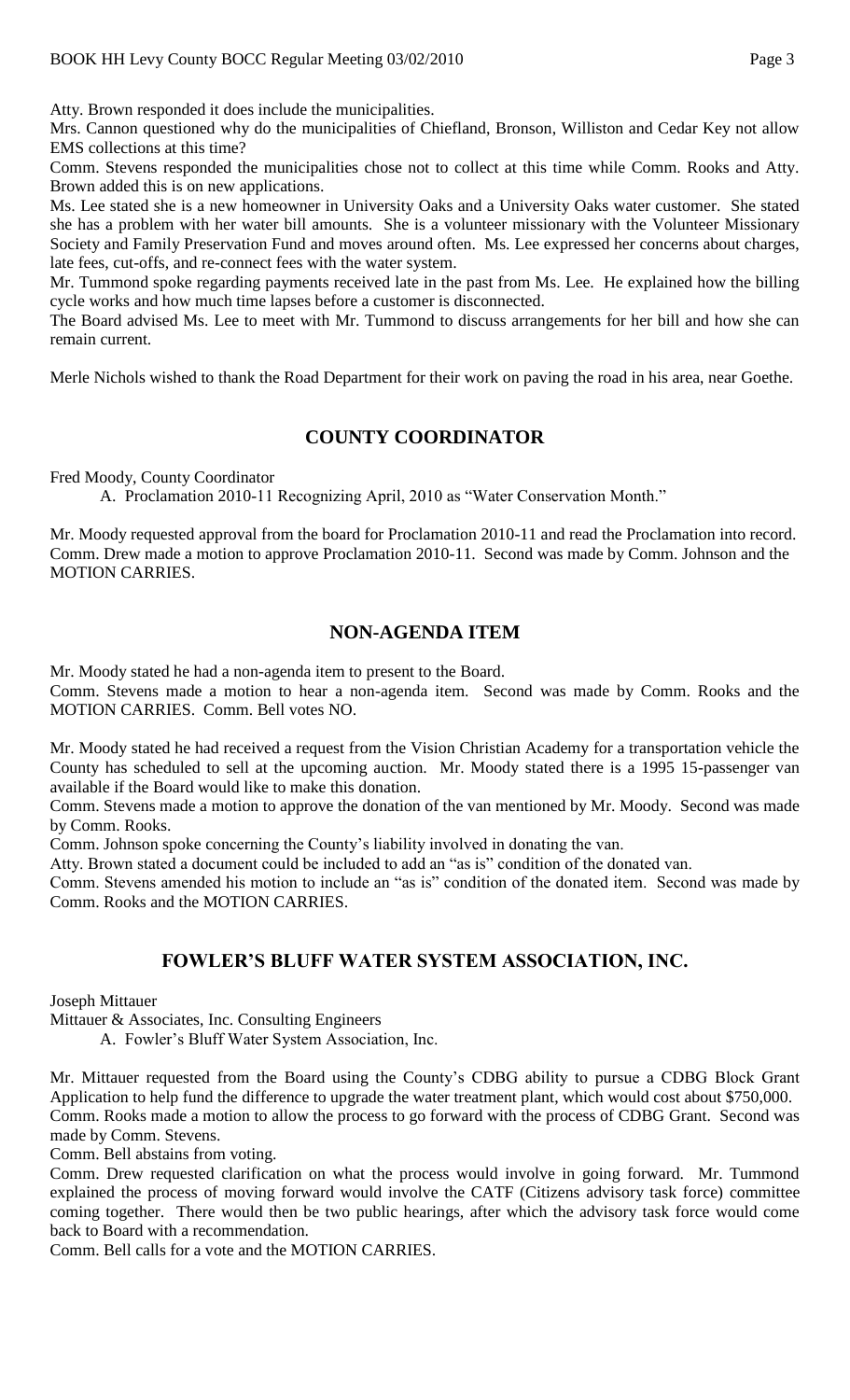Atty. Brown responded it does include the municipalities.

Mrs. Cannon questioned why do the municipalities of Chiefland, Bronson, Williston and Cedar Key not allow EMS collections at this time?

Comm. Stevens responded the municipalities chose not to collect at this time while Comm. Rooks and Atty. Brown added this is on new applications.

Ms. Lee stated she is a new homeowner in University Oaks and a University Oaks water customer. She stated she has a problem with her water bill amounts. She is a volunteer missionary with the Volunteer Missionary Society and Family Preservation Fund and moves around often. Ms. Lee expressed her concerns about charges, late fees, cut-offs, and re-connect fees with the water system.

Mr. Tummond spoke regarding payments received late in the past from Ms. Lee. He explained how the billing cycle works and how much time lapses before a customer is disconnected.

The Board advised Ms. Lee to meet with Mr. Tummond to discuss arrangements for her bill and how she can remain current.

Merle Nichols wished to thank the Road Department for their work on paving the road in his area, near Goethe.

## COUNTY COORDINATOR

Fred Moody, County Coordinator

A. Proclamation 2010-11 Recognizing April, 2010 as "Water Conservation Month."

Mr. Moody requested approval from the board for Proclamation 2010-11 and read the Proclamation into record. Comm. Drew made a motion to approve Proclamation 2010-11. Second was made by Comm. Johnson and the MOTION CARRIES.

## NON-AGENDA ITEM

Mr. Moody stated he had a non-agenda item to present to the Board.

Comm. Stevens made a motion to hear a non-agenda item. Second was made by Comm. Rooks and the MOTION CARRIES. Comm. Bell votes NO.

Mr. Moody stated he had received a request from the Vision Christian Academy for a transportation vehicle the County has scheduled to sell at the upcoming auction. Mr. Moody stated there is a 1995 15-passenger van available if the Board would like to make this donation.

Comm. Stevens made a motion to approve the donation of the van mentioned by Mr. Moody. Second was made by Comm. Rooks.

Comm. Johnson spoke concerning the County's liability involved in donating the van.

Atty. Brown stated a document could be included to add an "as is" condition of the donated van.

Comm. Stevens amended his motion to include an "as is" condition of the donated item. Second was made by Comm. Rooks and the MOTION CARRIES.

## FOWLER'S BLUFF WATER SYSTEM ASSOCIATION, INC.

Joseph Mittauer

Mittauer & Associates, Inc. Consulting Engineers

A. Fowler's Bluff Water System Association, Inc.

Mr. Mittauer requested from the Board using the County's CDBG ability to pursue a CDBG Block Grant Application to help fund the difference to upgrade the water treatment plant, which would cost about $750,000.

Comm. Rooks made a motion to allow the process to go forward with the process of CDBG Grant. Second was made by Comm. Stevens.

Comm. Bell abstains from voting.

Comm. Drew requested clarification on what the process would involve in going forward. Mr. Tummond explained the process of moving forward would involve the CATF (Citizens advisory task force) committee coming together. There would then be two public hearings, after which the advisory task force would come back to Board with a recommendation.

Comm. Bell calls for a vote and the MOTION CARRIES.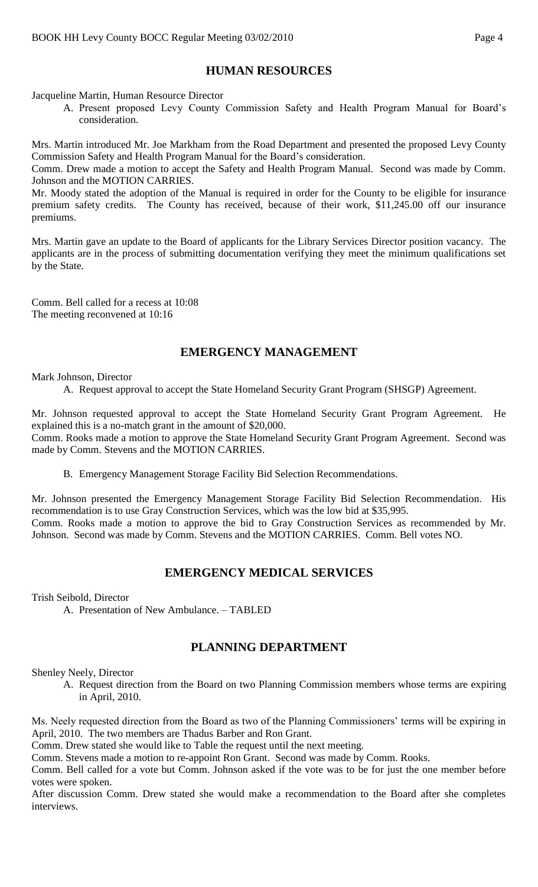## HUMAN RESOURCES

Jacqueline Martin, Human Resource Director

A. Present proposed Levy County Commission Safety and Health Program Manual for Board's consideration.

Mrs. Martin introduced Mr. Joe Markham from the Road Department and presented the proposed Levy County Commission Safety and Health Program Manual for the Board's consideration.

Comm. Drew made a motion to accept the Safety and Health Program Manual. Second was made by Comm. Johnson and the MOTION CARRIES.

Mr. Moody stated the adoption of the Manual is required in order for the County to be eligible for insurance premium safety credits. The County has received, because of their work, $11,245.00 off our insurance premiums.

Mrs. Martin gave an update to the Board of applicants for the Library Services Director position vacancy. The applicants are in the process of submitting documentation verifying they meet the minimum qualifications set by the State.

Comm. Bell called for a recess at 10:08
The meeting reconvened at 10:16

## EMERGENCY MANAGEMENT

Mark Johnson, Director

A. Request approval to accept the State Homeland Security Grant Program (SHSGP) Agreement.

Mr. Johnson requested approval to accept the State Homeland Security Grant Program Agreement. He explained this is a no-match grant in the amount of $20,000.

Comm. Rooks made a motion to approve the State Homeland Security Grant Program Agreement. Second was made by Comm. Stevens and the MOTION CARRIES.

B. Emergency Management Storage Facility Bid Selection Recommendations.

Mr. Johnson presented the Emergency Management Storage Facility Bid Selection Recommendation. His recommendation is to use Gray Construction Services, which was the low bid at $35,995.

Comm. Rooks made a motion to approve the bid to Gray Construction Services as recommended by Mr. Johnson. Second was made by Comm. Stevens and the MOTION CARRIES. Comm. Bell votes NO.

## EMERGENCY MEDICAL SERVICES

Trish Seibold, Director

A. Presentation of New Ambulance. – TABLED

## PLANNING DEPARTMENT

Shenley Neely, Director

A. Request direction from the Board on two Planning Commission members whose terms are expiring in April, 2010.

Ms. Neely requested direction from the Board as two of the Planning Commissioners' terms will be expiring in April, 2010. The two members are Thadus Barber and Ron Grant.

Comm. Drew stated she would like to Table the request until the next meeting.

Comm. Stevens made a motion to re-appoint Ron Grant. Second was made by Comm. Rooks.

Comm. Bell called for a vote but Comm. Johnson asked if the vote was to be for just the one member before votes were spoken.

After discussion Comm. Drew stated she would make a recommendation to the Board after she completes interviews.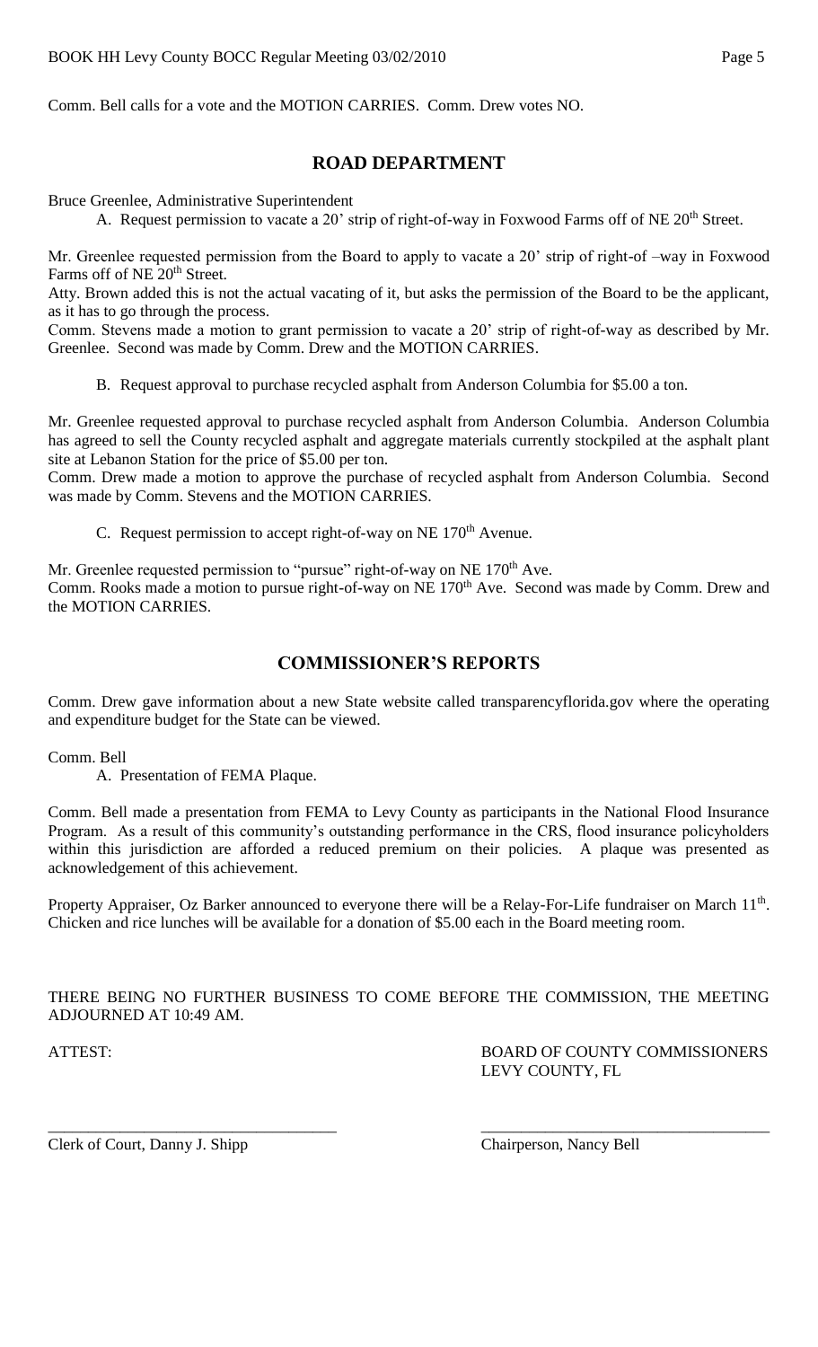Comm. Bell calls for a vote and the MOTION CARRIES. Comm. Drew votes NO.

## ROAD DEPARTMENT

Bruce Greenlee, Administrative Superintendent

A. Request permission to vacate a 20' strip of right-of-way in Foxwood Farms off of NE 20th Street.

Mr. Greenlee requested permission from the Board to apply to vacate a 20' strip of right-of –way in Foxwood Farms off of NE 20th Street.

Atty. Brown added this is not the actual vacating of it, but asks the permission of the Board to be the applicant, as it has to go through the process.

Comm. Stevens made a motion to grant permission to vacate a 20' strip of right-of-way as described by Mr. Greenlee. Second was made by Comm. Drew and the MOTION CARRIES.

B. Request approval to purchase recycled asphalt from Anderson Columbia for $5.00 a ton.

Mr. Greenlee requested approval to purchase recycled asphalt from Anderson Columbia. Anderson Columbia has agreed to sell the County recycled asphalt and aggregate materials currently stockpiled at the asphalt plant site at Lebanon Station for the price of $5.00 per ton.

Comm. Drew made a motion to approve the purchase of recycled asphalt from Anderson Columbia. Second was made by Comm. Stevens and the MOTION CARRIES.

C. Request permission to accept right-of-way on NE 170th Avenue.

Mr. Greenlee requested permission to "pursue" right-of-way on NE 170th Ave.

Comm. Rooks made a motion to pursue right-of-way on NE 170th Ave. Second was made by Comm. Drew and the MOTION CARRIES.

## COMMISSIONER'S REPORTS

Comm. Drew gave information about a new State website called transparencyflorida.gov where the operating and expenditure budget for the State can be viewed.

Comm. Bell

A. Presentation of FEMA Plaque.

Comm. Bell made a presentation from FEMA to Levy County as participants in the National Flood Insurance Program. As a result of this community's outstanding performance in the CRS, flood insurance policyholders within this jurisdiction are afforded a reduced premium on their policies. A plaque was presented as acknowledgement of this achievement.

Property Appraiser, Oz Barker announced to everyone there will be a Relay-For-Life fundraiser on March 11th. Chicken and rice lunches will be available for a donation of $5.00 each in the Board meeting room.

THERE BEING NO FURTHER BUSINESS TO COME BEFORE THE COMMISSION, THE MEETING ADJOURNED AT 10:49 AM.

ATTEST:

BOARD OF COUNTY COMMISSIONERS
LEVY COUNTY, FL

\_\_\_\_\_\_\_\_\_\_\_\_\_\_\_\_\_\_\_\_\_\_\_\_\_\_\_\_\_\_\_\_\_\_\_\_
Clerk of Court, Danny J. Shipp

\_\_\_\_\_\_\_\_\_\_\_\_\_\_\_\_\_\_\_\_\_\_\_\_\_\_\_\_\_\_\_\_\_\_\_\_
Chairperson, Nancy Bell